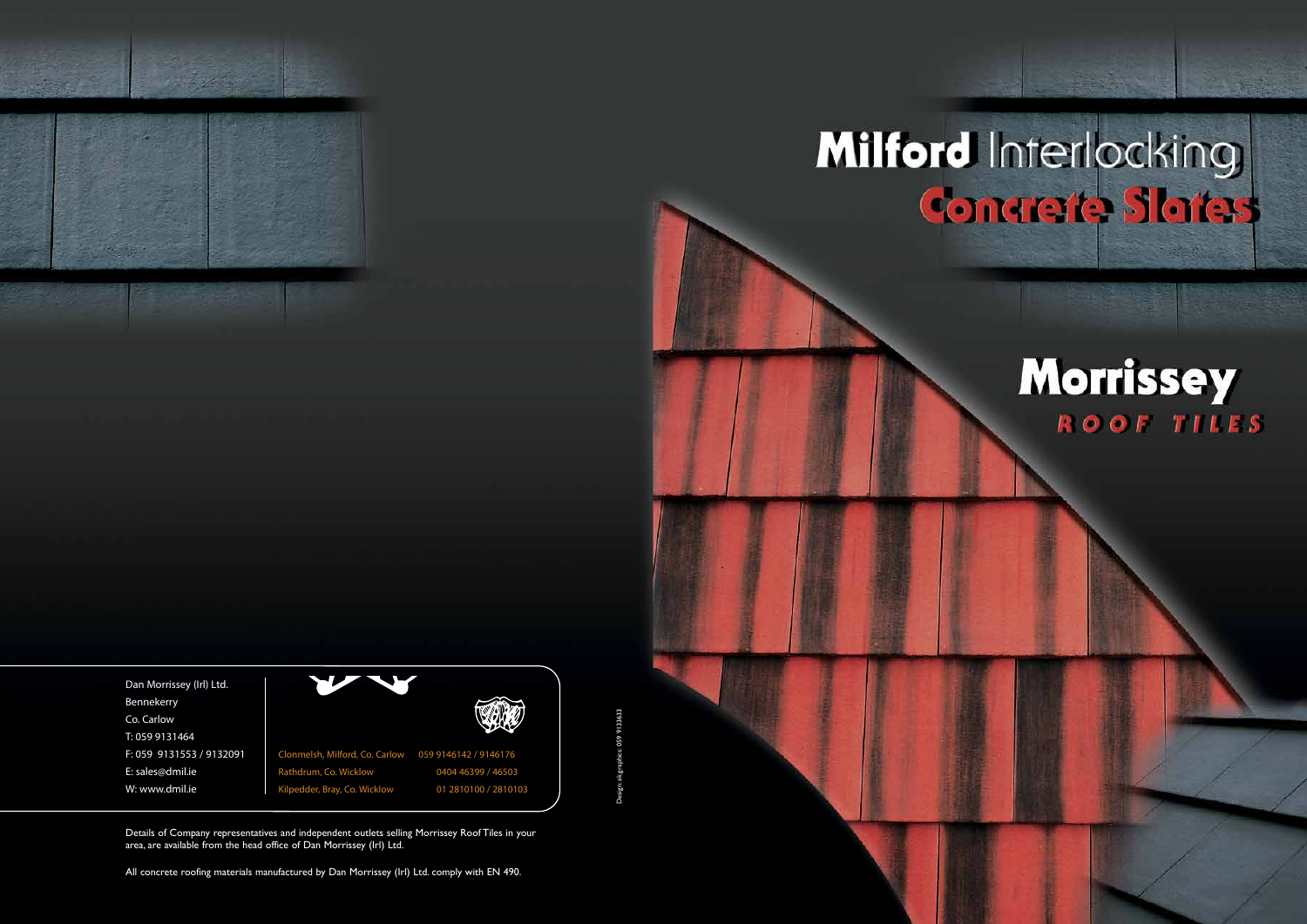# Milford Interlocking Concrete Slates

## Morrissey
ROOF TILES

Dan Morrissey (Irl) Ltd.
Bennekerry
Co. Carlow
T: 059 9131464
F: 059 9131553 / 9132091
E: sales@dmil.ie
W: www.dmil.ie

| | |
|---|---|
| Clonmelsh, Milford, Co. Carlow | 059 9146142 / 9146176 |
| Rathdrum, Co. Wicklow | 0404 46399 / 46503 |
| Kilpedder, Bray, Co. Wicklow | 01 2810100 / 2810103 |

Design: skgraphics 059 9133633

Details of Company representatives and independent outlets selling Morrissey Roof Tiles in your area, are available from the head office of Dan Morrissey (Irl) Ltd.

All concrete roofing materials manufactured by Dan Morrissey (Irl) Ltd. comply with EN 490.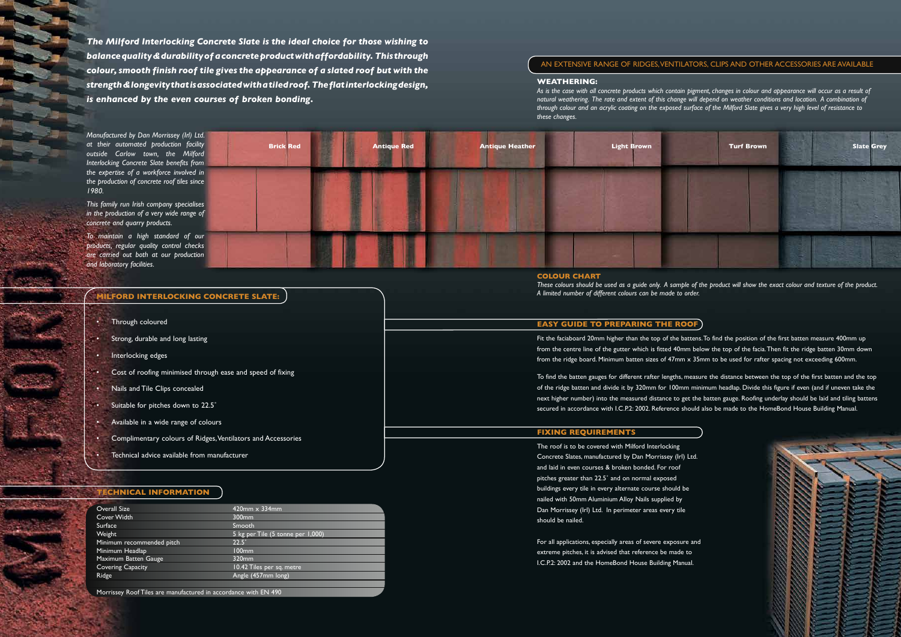*The Milford Interlocking Concrete Slate is the ideal choice for those wishing to balance quality & durability of a concrete product with affordability. This through colour, smooth finish roof tile gives the appearance of a slated roof but with the strength & longevity that is associated with a tiled roof. The flat interlocking design, is enhanced by the even courses of broken bonding.*

*Manufactured by Dan Morrissey (Irl) Ltd. at their automated production facility outside Carlow town, the Milford Interlocking Concrete Slate benefits from the expertise of a workforce involved in the production of concrete roof tiles since 1980.*

*This family run Irish company specialises in the production of a very wide range of concrete and quarry products.*

*To maintain a high standard of our products, regular quality control checks are carried out both at our production and laboratory facilities.*

## MILFORD INTERLOCKING CONCRETE SLATE:

- Through coloured
- Strong, durable and long lasting
- Interlocking edges
- Cost of roofing minimised through ease and speed of fixing
- Nails and Tile Clips concealed
- Suitable for pitches down to 22.5˚
- Available in a wide range of colours
- Complimentary colours of Ridges, Ventilators and Accessories
- Technical advice available from manufacturer

## TECHNICAL INFORMATION

| | |
|---|---|
| Overall Size | 420mm x 334mm |
| Cover Width | 300mm |
| Surface | Smooth |
| Weight | 5 kg per Tile (5 tonne per 1,000) |
| Minimum recommended pitch | 22.5˚ |
| Minimum Headlap | 100mm |
| Maximum Batten Gauge | 320mm |
| Covering Capacity | 10.42 Tiles per sq. metre |
| Ridge | Angle (457mm long) |

Morrissey Roof Tiles are manufactured in accordance with EN 490

AN EXTENSIVE RANGE OF RIDGES, VENTILATORS, CLIPS AND OTHER ACCESSORIES ARE AVAILABLE

## WEATHERING:

*As is the case with all concrete products which contain pigment, changes in colour and appearance will occur as a result of natural weathering. The rate and extent of this change will depend on weather conditions and location. A combination of through colour and an acrylic coating on the exposed surface of the Milford Slate gives a very high level of resistance to these changes.*

Brick Red | Antique Red | Antique Heather | Light Brown | Turf Brown | Slate Grey

## COLOUR CHART

*These colours should be used as a guide only. A sample of the product will show the exact colour and texture of the product. A limited number of different colours can be made to order.*

## EASY GUIDE TO PREPARING THE ROOF

Fit the faciaboard 20mm higher than the top of the battens. To find the position of the first batten measure 400mm up from the centre line of the gutter which is fitted 40mm below the top of the facia. Then fit the ridge batten 30mm down from the ridge board. Minimum batten sizes of 47mm x 35mm to be used for rafter spacing not exceeding 600mm.

To find the batten gauges for different rafter lengths, measure the distance between the top of the first batten and the top of the ridge batten and divide it by 320mm for 100mm minimum headlap. Divide this figure if even (and if uneven take the next higher number) into the measured distance to get the batten gauge. Roofing underlay should be laid and tiling battens secured in accordance with I.C.P.2: 2002. Reference should also be made to the HomeBond House Building Manual.

## FIXING REQUIREMENTS

The roof is to be covered with Milford Interlocking Concrete Slates, manufactured by Dan Morrissey (Irl) Ltd. and laid in even courses & broken bonded. For roof pitches greater than 22.5˚ and on normal exposed buildings every tile in every alternate course should be nailed with 50mm Aluminium Alloy Nails supplied by Dan Morrissey (Irl) Ltd. In perimeter areas every tile should be nailed.

For all applications, especially areas of severe exposure and extreme pitches, it is advised that reference be made to I.C.P.2: 2002 and the HomeBond House Building Manual.